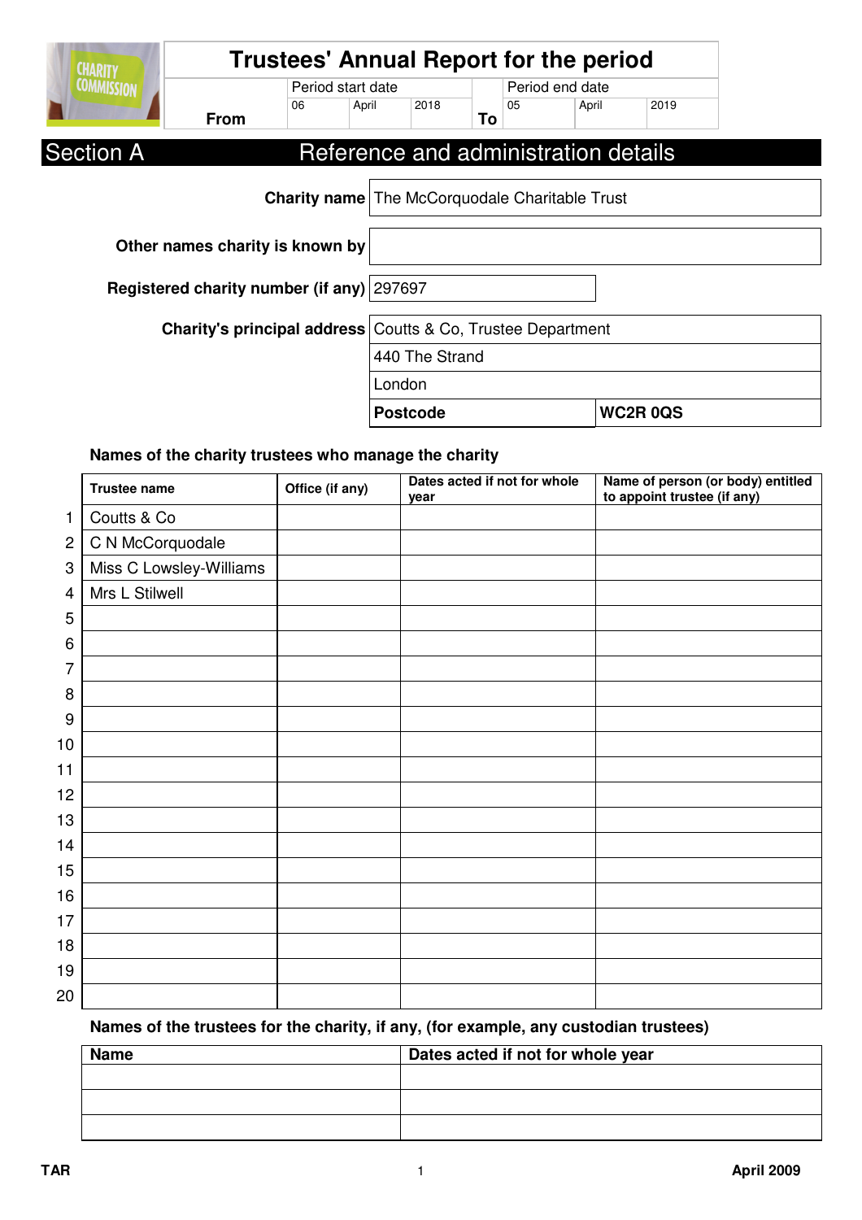# Trustees' Annual Report for the period

| | Period start date | | | | Period end date | | |
|---|---|---|---|---|---|---|---|
| **From** | 06 | April | 2018 | **To** | 05 | April | 2019 |

## Section A Reference and administration details

| | |
|---|---|
| **Charity name** | The McCorquodale Charitable Trust |
| **Other names charity is known by** | |
| **Registered charity number (if any)** | 297697 |
| **Charity's principal address** | Coutts & Co, Trustee Department |
| | 440 The Strand |
| | London |
| | **Postcode** **WC2R 0QS** |

### Names of the charity trustees who manage the charity

| | Trustee name | Office (if any) | Dates acted if not for whole year | Name of person (or body) entitled to appoint trustee (if any) |
|---|---|---|---|---|
| 1 | Coutts & Co | | | |
| 2 | C N McCorquodale | | | |
| 3 | Miss C Lowsley-Williams | | | |
| 4 | Mrs L Stilwell | | | |
| 5 | | | | |
| 6 | | | | |
| 7 | | | | |
| 8 | | | | |
| 9 | | | | |
| 10 | | | | |
| 11 | | | | |
| 12 | | | | |
| 13 | | | | |
| 14 | | | | |
| 15 | | | | |
| 16 | | | | |
| 17 | | | | |
| 18 | | | | |
| 19 | | | | |
| 20 | | | | |

### Names of the trustees for the charity, if any, (for example, any custodian trustees)

| Name | Dates acted if not for whole year |
|---|---|
| | |
| | |
| | |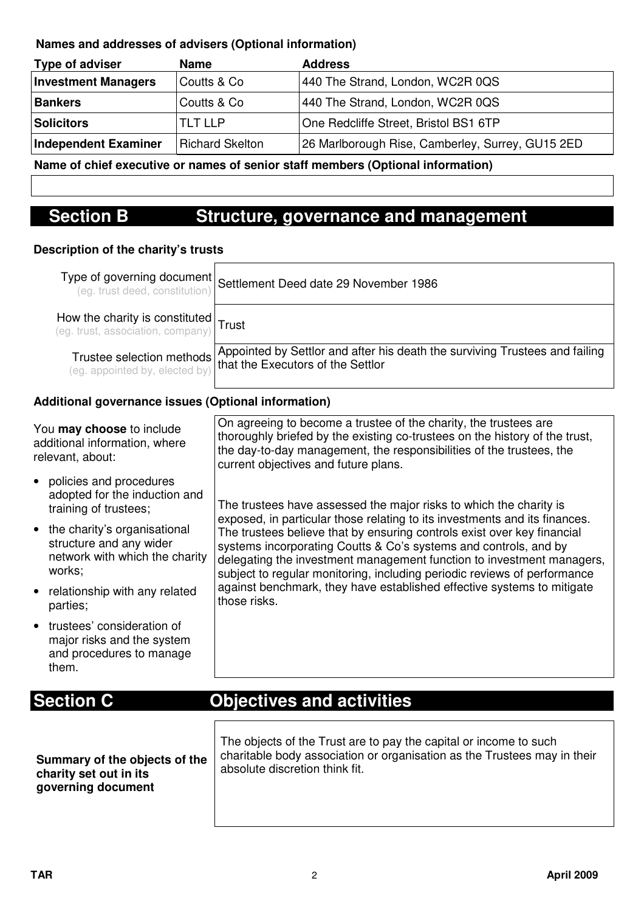**Names and addresses of advisers (Optional information)**

| Type of adviser | Name | Address |
|---|---|---|
| **Investment Managers** | Coutts & Co | 440 The Strand, London, WC2R 0QS |
| **Bankers** | Coutts & Co | 440 The Strand, London, WC2R 0QS |
| **Solicitors** | TLT LLP | One Redcliffe Street, Bristol BS1 6TP |
| **Independent Examiner** | Richard Skelton | 26 Marlborough Rise, Camberley, Surrey, GU15 2ED |

**Name of chief executive or names of senior staff members (Optional information)**

## Section B Structure, governance and management

**Description of the charity's trusts**

| | |
|---|---|
| Type of governing document (eg. trust deed, constitution) | Settlement Deed date 29 November 1986 |
| How the charity is constituted (eg. trust, association, company) | Trust |
| Trustee selection methods (eg. appointed by, elected by) | Appointed by Settlor and after his death the surviving Trustees and failing that the Executors of the Settlor |

**Additional governance issues (Optional information)**

You **may choose** to include additional information, where relevant, about:

- policies and procedures adopted for the induction and training of trustees;
- the charity's organisational structure and any wider network with which the charity works;
- relationship with any related parties;
- trustees' consideration of major risks and the system and procedures to manage them.

On agreeing to become a trustee of the charity, the trustees are thoroughly briefed by the existing co-trustees on the history of the trust, the day-to-day management, the responsibilities of the trustees, the current objectives and future plans.

The trustees have assessed the major risks to which the charity is exposed, in particular those relating to its investments and its finances. The trustees believe that by ensuring controls exist over key financial systems incorporating Coutts & Co's systems and controls, and by delegating the investment management function to investment managers, subject to regular monitoring, including periodic reviews of performance against benchmark, they have established effective systems to mitigate those risks.

## Section C Objectives and activities

**Summary of the objects of the charity set out in its governing document**

The objects of the Trust are to pay the capital or income to such charitable body association or organisation as the Trustees may in their absolute discretion think fit.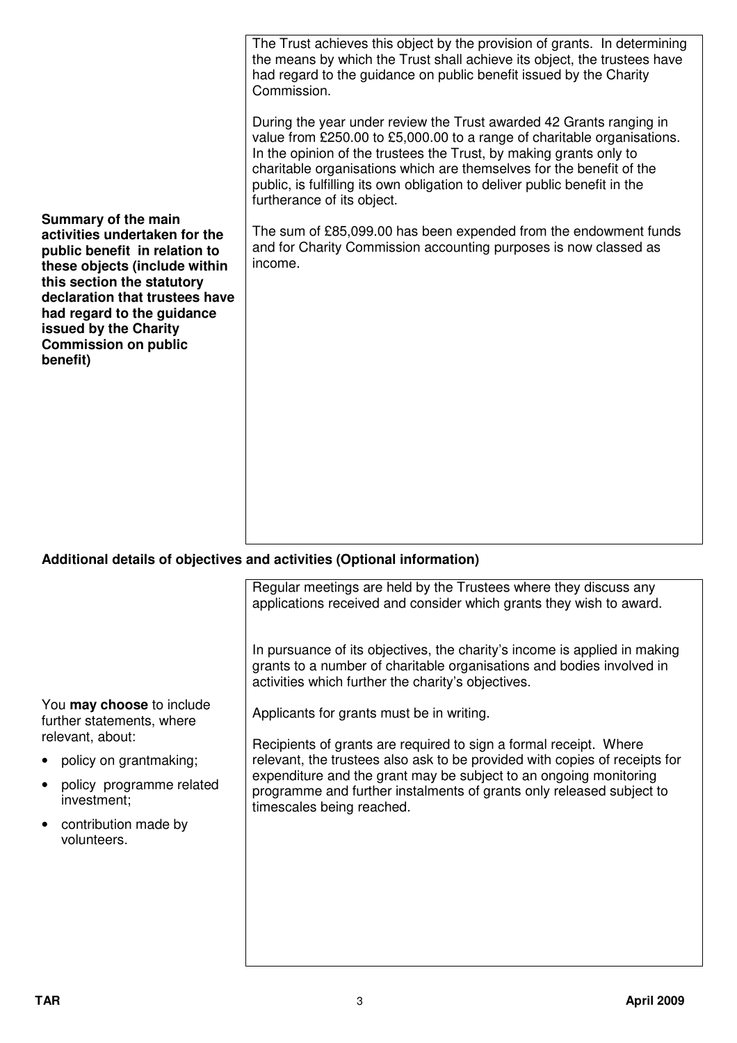| | |
|---|---|
| **Summary of the main activities undertaken for the public benefit in relation to these objects (include within this section the statutory declaration that trustees have had regard to the guidance issued by the Charity Commission on public benefit)** | The Trust achieves this object by the provision of grants. In determining the means by which the Trust shall achieve its object, the trustees have had regard to the guidance on public benefit issued by the Charity Commission.<br><br>During the year under review the Trust awarded 42 Grants ranging in value from £250.00 to £5,000.00 to a range of charitable organisations. In the opinion of the trustees the Trust, by making grants only to charitable organisations which are themselves for the benefit of the public, is fulfilling its own obligation to deliver public benefit in the furtherance of its object.<br><br>The sum of £85,099.00 has been expended from the endowment funds and for Charity Commission accounting purposes is now classed as income. |

**Additional details of objectives and activities (Optional information)**

| | |
|---|---|
| You **may choose** to include further statements, where relevant, about:<br>• policy on grantmaking;<br>• policy programme related investment;<br>• contribution made by volunteers. | Regular meetings are held by the Trustees where they discuss any applications received and consider which grants they wish to award.<br><br>In pursuance of its objectives, the charity's income is applied in making grants to a number of charitable organisations and bodies involved in activities which further the charity's objectives.<br><br>Applicants for grants must be in writing.<br><br>Recipients of grants are required to sign a formal receipt. Where relevant, the trustees also ask to be provided with copies of receipts for expenditure and the grant may be subject to an ongoing monitoring programme and further instalments of grants only released subject to timescales being reached. |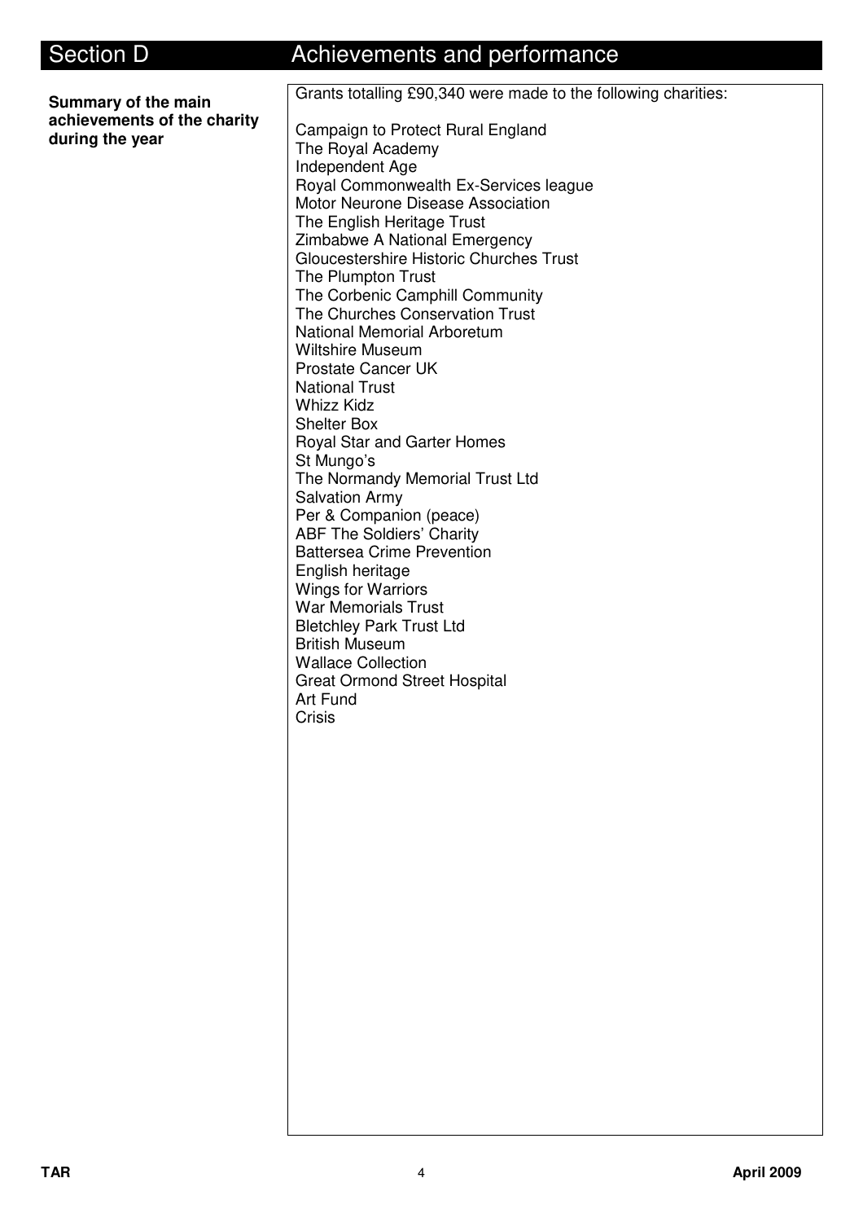## Section D — Achievements and performance

**Summary of the main achievements of the charity during the year**

Grants totalling £90,340 were made to the following charities:

Campaign to Protect Rural England
The Royal Academy
Independent Age
Royal Commonwealth Ex-Services league
Motor Neurone Disease Association
The English Heritage Trust
Zimbabwe A National Emergency
Gloucestershire Historic Churches Trust
The Plumpton Trust
The Corbenic Camphill Community
The Churches Conservation Trust
National Memorial Arboretum
Wiltshire Museum
Prostate Cancer UK
National Trust
Whizz Kidz
Shelter Box
Royal Star and Garter Homes
St Mungo's
The Normandy Memorial Trust Ltd
Salvation Army
Per & Companion (peace)
ABF The Soldiers' Charity
Battersea Crime Prevention
English heritage
Wings for Warriors
War Memorials Trust
Bletchley Park Trust Ltd
British Museum
Wallace Collection
Great Ormond Street Hospital
Art Fund
Crisis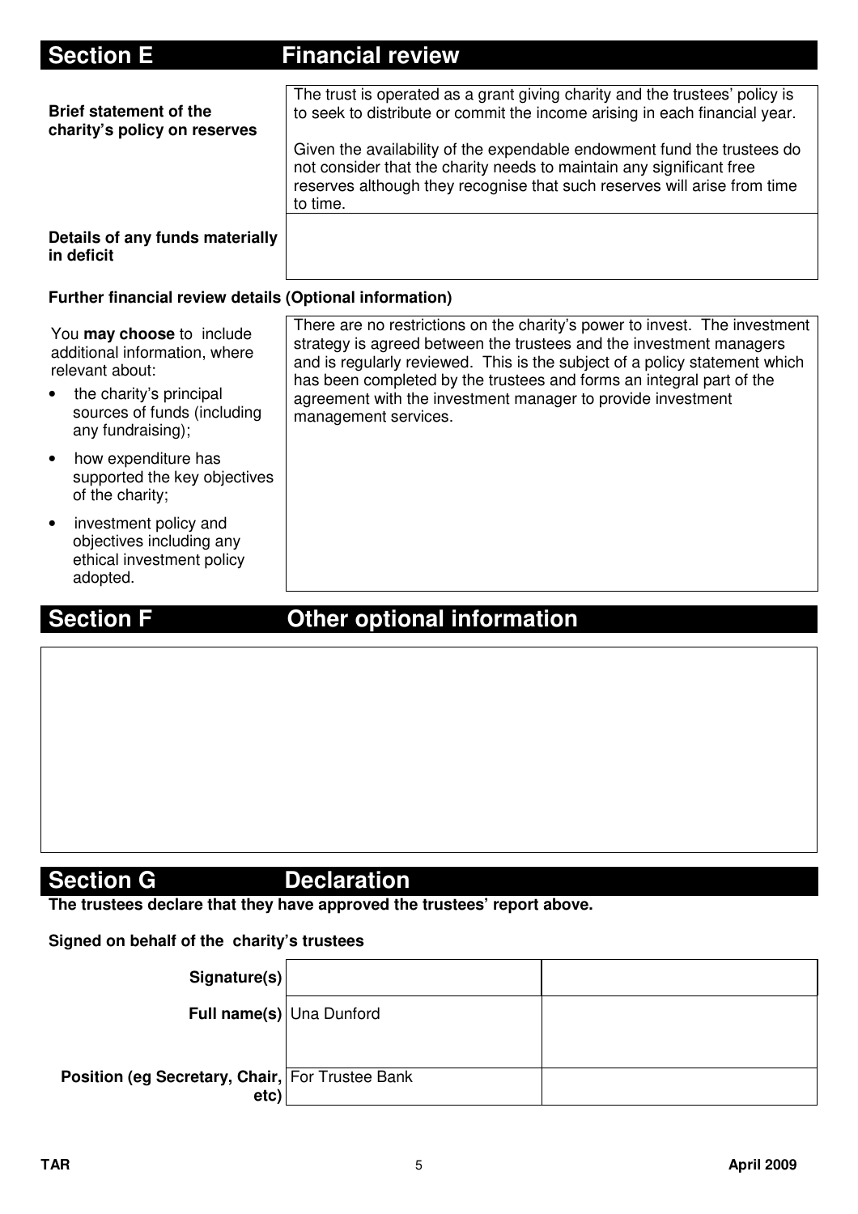## Section E Financial review

| | |
|---|---|
| **Brief statement of the charity's policy on reserves** | The trust is operated as a grant giving charity and the trustees' policy is to seek to distribute or commit the income arising in each financial year.<br><br>Given the availability of the expendable endowment fund the trustees do not consider that the charity needs to maintain any significant free reserves although they recognise that such reserves will arise from time to time. |
| **Details of any funds materially in deficit** | |

**Further financial review details (Optional information)**

| | |
|---|---|
| You **may choose** to include additional information, where relevant about:<br>• the charity's principal sources of funds (including any fundraising);<br>• how expenditure has supported the key objectives of the charity;<br>• investment policy and objectives including any ethical investment policy adopted. | There are no restrictions on the charity's power to invest. The investment strategy is agreed between the trustees and the investment managers and is regularly reviewed. This is the subject of a policy statement which has been completed by the trustees and forms an integral part of the agreement with the investment manager to provide investment management services. |

## Section F Other optional information

## Section G Declaration

**The trustees declare that they have approved the trustees' report above.**

**Signed on behalf of the charity's trustees**

| | | |
|---|---|---|
| **Signature(s)** | | |
| **Full name(s)** | Una Dunford | |
| **Position (eg Secretary, Chair, etc)** | For Trustee Bank | |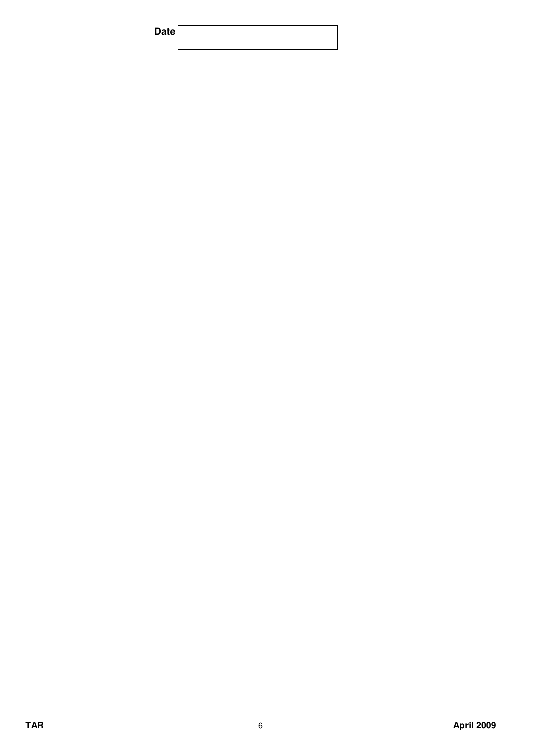| Date | |
| --- | --- |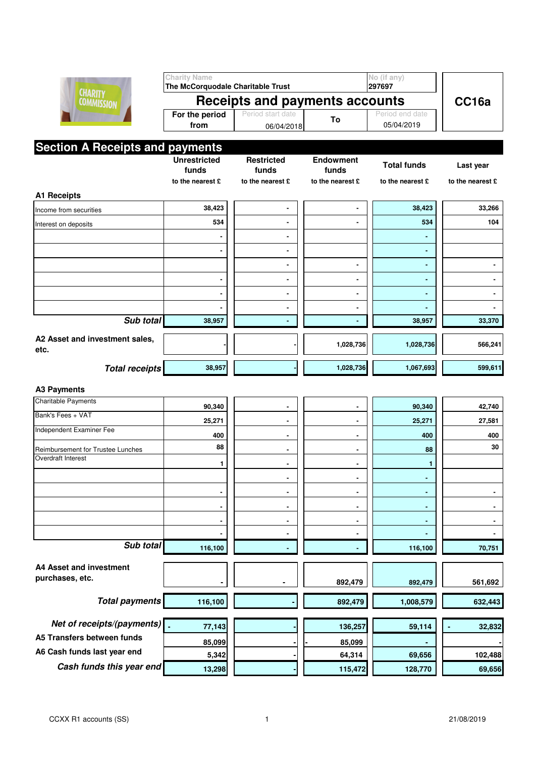| Charity Name | No (if any) | |
|---|---|---|
| The McCorquodale Charitable Trust | 297697 | CC16a |

# Receipts and payments accounts

| For the period from | Period start date 06/04/2018 | To | Period end date 05/04/2019 |
|---|---|---|---|

## Section A Receipts and payments

| | Unrestricted funds to the nearest £ | Restricted funds to the nearest £ | Endowment funds to the nearest £ | Total funds to the nearest £ | Last year to the nearest £ |
|---|---|---|---|---|---|
| **A1 Receipts** | | | | | |
| Income from securities | 38,423 | - | - | 38,423 | 33,266 |
| Interest on deposits | 534 | - | - | 534 | 104 |
| | - | - | | - | |
| | - | - | | - | |
| | | - | - | - | - |
| | - | - | - | - | - |
| | - | - | - | - | - |
| | - | - | - | - | - |
| ***Sub total*** | 38,957 | - | - | 38,957 | 33,370 |
| **A2 Asset and investment sales, etc.** | - | - | 1,028,736 | 1,028,736 | 566,241 |
| ***Total receipts*** | 38,957 | - | 1,028,736 | 1,067,693 | 599,611 |
| **A3 Payments** | | | | | |
| Charitable Payments | 90,340 | - | - | 90,340 | 42,740 |
| Bank's Fees + VAT | 25,271 | - | - | 25,271 | 27,581 |
| Independent Examiner Fee | 400 | - | - | 400 | 400 |
| Reimbursement for Trustee Lunches | 88 | - | - | 88 | 30 |
| Overdraft Interest | 1 | - | - | 1 | |
| | | - | - | - | |
| | - | - | - | - | - |
| | - | - | - | - | - |
| | - | - | - | - | - |
| | - | - | - | - | - |
| ***Sub total*** | 116,100 | - | - | 116,100 | 70,751 |
| **A4 Asset and investment purchases, etc.** | - | - | 892,479 | 892,479 | 561,692 |
| ***Total payments*** | 116,100 | - | 892,479 | 1,008,579 | 632,443 |
| ***Net of receipts/(payments)*** | - 77,143 | - | 136,257 | 59,114 | - 32,832 |
| **A5 Transfers between funds** | 85,099 | - | - 85,099 | - | - |
| **A6 Cash funds last year end** | 5,342 | - | 64,314 | 69,656 | 102,488 |
| ***Cash funds this year end*** | 13,298 | - | 115,472 | 128,770 | 69,656 |

CCXX R1 accounts (SS) 21/08/2019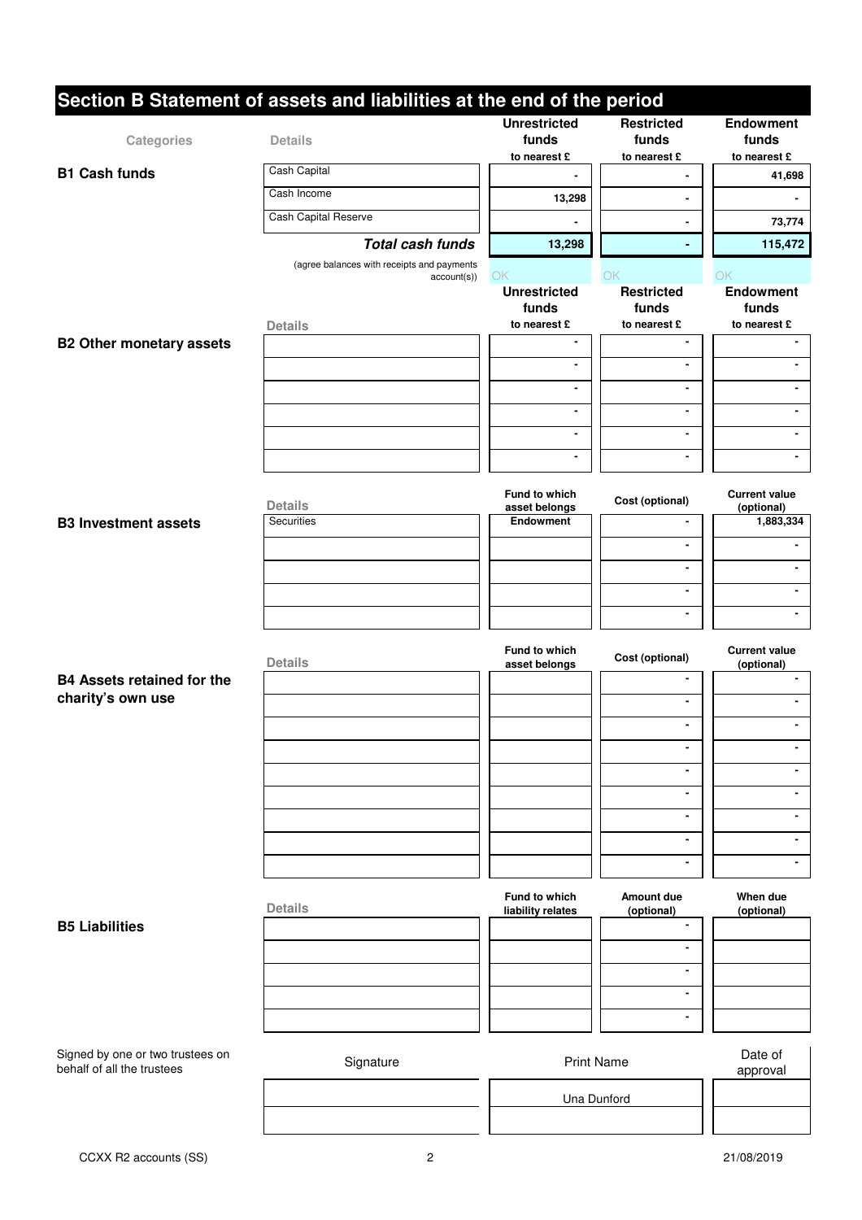## Section B Statement of assets and liabilities at the end of the period

### B1 Cash funds

| Categories | Details | Unrestricted funds to nearest £ | Restricted funds to nearest £ | Endowment funds to nearest £ |
|---|---|---|---|---|
| B1 Cash funds | Cash Capital | - | - | 41,698 |
| | Cash Income | 13,298 | - | - |
| | Cash Capital Reserve | - | - | 73,774 |
| | ***Total cash funds*** | 13,298 | - | 115,472 |
| | (agree balances with receipts and payments account(s)) | OK | OK | OK |

### B2 Other monetary assets

| Details | Unrestricted funds to nearest £ | Restricted funds to nearest £ | Endowment funds to nearest £ |
|---|---|---|---|
| | - | - | - |
| | - | - | - |
| | - | - | - |
| | - | - | - |
| | - | - | - |
| | - | - | - |

### B3 Investment assets

| Details | Fund to which asset belongs | Cost (optional) | Current value (optional) |
|---|---|---|---|
| Securities | Endowment | - | 1,883,334 |
| | | - | - |
| | | - | - |
| | | - | - |
| | | - | - |

### B4 Assets retained for the charity's own use

| Details | Fund to which asset belongs | Cost (optional) | Current value (optional) |
|---|---|---|---|
| | | - | - |
| | | - | - |
| | | - | - |
| | | - | - |
| | | - | - |
| | | - | - |
| | | - | - |
| | | - | - |
| | | - | - |

### B5 Liabilities

| Details | Fund to which liability relates | Amount due (optional) | When due (optional) |
|---|---|---|---|
| | | - | |
| | | - | |
| | | - | |
| | | - | |
| | | - | |

Signed by one or two trustees on behalf of all the trustees

| Signature | Print Name | Date of approval |
|---|---|---|
| | Una Dunford | |
| | | |

CCXX R2 accounts (SS) 21/08/2019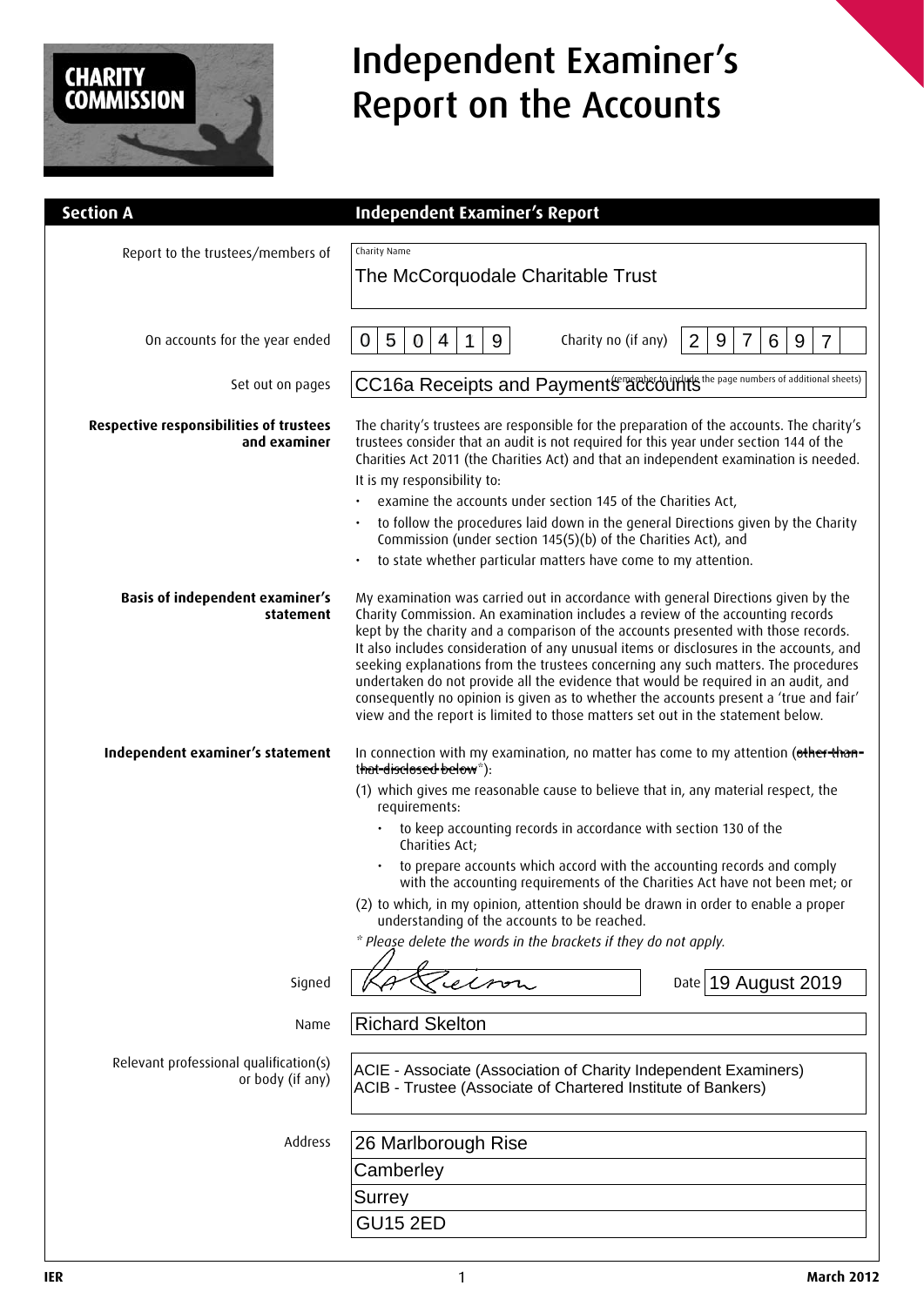CHARITY COMMISSION

# Independent Examiner's Report on the Accounts

## Section A — Independent Examiner's Report

**Report to the trustees/members of**

Charity Name
The McCorquodale Charitable Trust

**On accounts for the year ended** 050419 **Charity no (if any)** 297697

**Set out on pages** CC16a Receipts and Payments accounts (remember to include the page numbers of additional sheets)

**Respective responsibilities of trustees and examiner**

The charity's trustees are responsible for the preparation of the accounts. The charity's trustees consider that an audit is not required for this year under section 144 of the Charities Act 2011 (the Charities Act) and that an independent examination is needed.

It is my responsibility to:

- examine the accounts under section 145 of the Charities Act,
- to follow the procedures laid down in the general Directions given by the Charity Commission (under section 145(5)(b) of the Charities Act), and
- to state whether particular matters have come to my attention.

**Basis of independent examiner's statement**

My examination was carried out in accordance with general Directions given by the Charity Commission. An examination includes a review of the accounting records kept by the charity and a comparison of the accounts presented with those records. It also includes consideration of any unusual items or disclosures in the accounts, and seeking explanations from the trustees concerning any such matters. The procedures undertaken do not provide all the evidence that would be required in an audit, and consequently no opinion is given as to whether the accounts present a 'true and fair' view and the report is limited to those matters set out in the statement below.

**Independent examiner's statement**

In connection with my examination, no matter has come to my attention (~~other than that disclosed below~~*):

(1) which gives me reasonable cause to believe that in, any material respect, the requirements:

- to keep accounting records in accordance with section 130 of the Charities Act;
- to prepare accounts which accord with the accounting records and comply with the accounting requirements of the Charities Act have not been met; or

(2) to which, in my opinion, attention should be drawn in order to enable a proper understanding of the accounts to be reached.

*\* Please delete the words in the brackets if they do not apply.*

**Signed** [signature] **Date** 19 August 2019

**Name** Richard Skelton

**Relevant professional qualification(s) or body (if any)**
ACIE - Associate (Association of Charity Independent Examiners)
ACIB - Trustee (Associate of Chartered Institute of Bankers)

**Address**
26 Marlborough Rise
Camberley
Surrey
GU15 2ED

IER — March 2012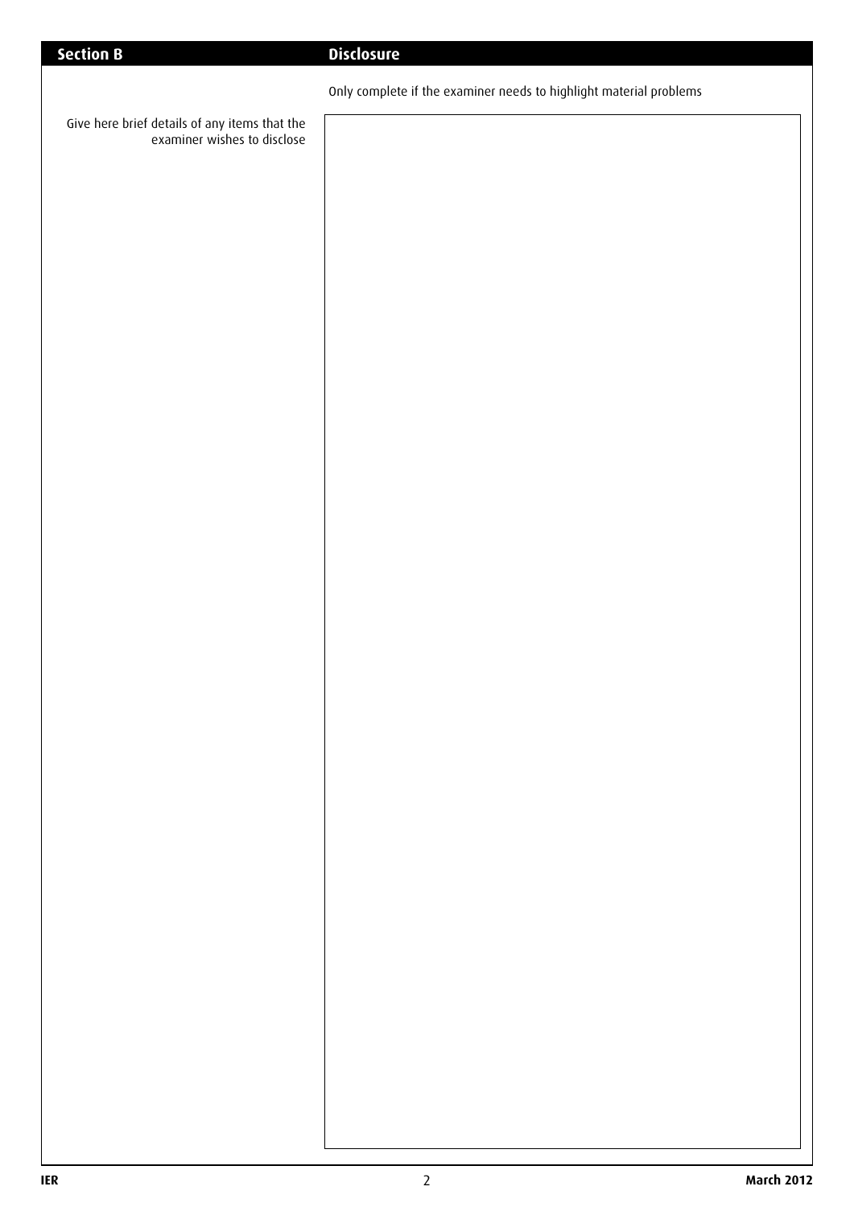## Section B — Disclosure

Only complete if the examiner needs to highlight material problems

Give here brief details of any items that the examiner wishes to disclose